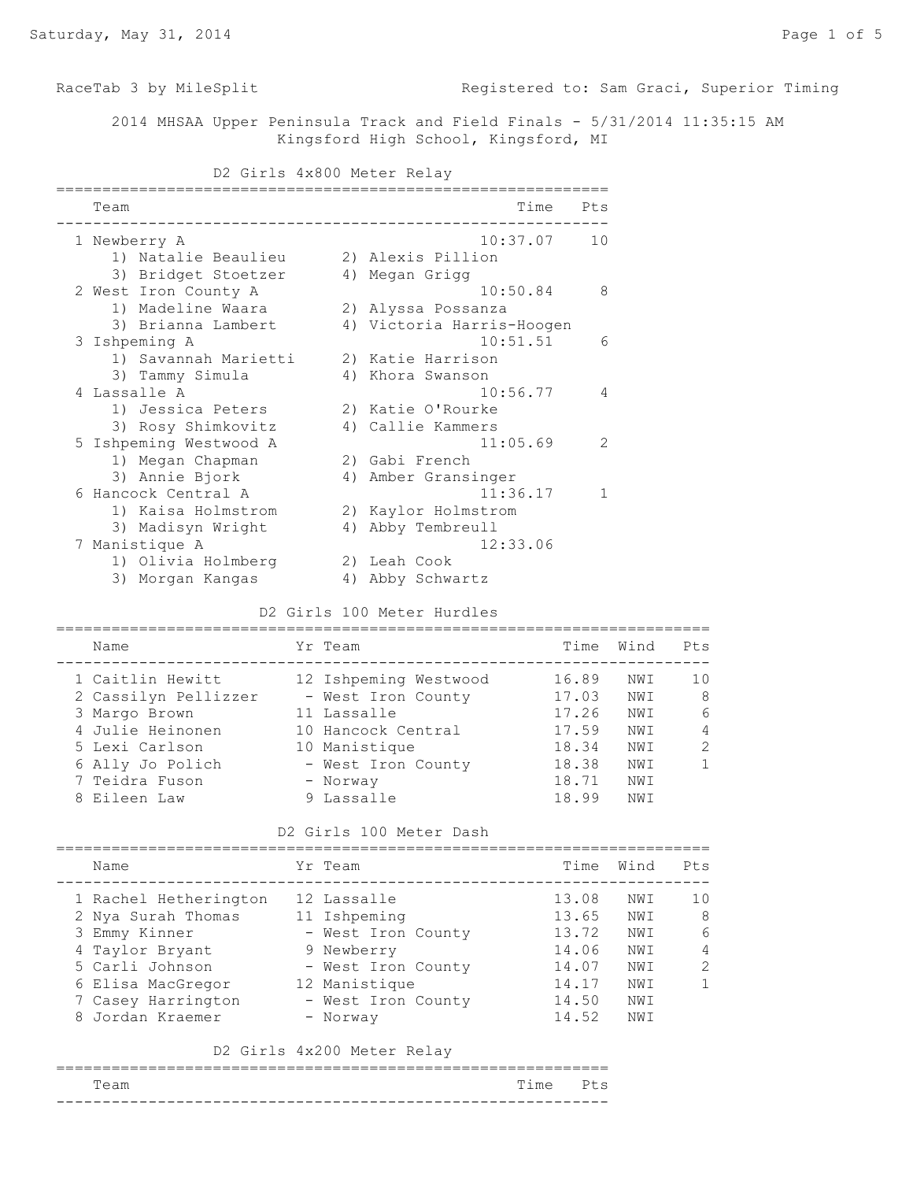RaceTab 3 by MileSplit — Registered to: Sam Graci, Superior Timing

# 2014 MHSAA Upper Peninsula Track and Field Finals - 5/31/2014 11:35:15 AM

Kingsford High School, Kingsford, MI

## D2 Girls 4x800 Meter Relay

| Place | Team | Time | Pts |
|---|---|---|---|
| 1 | Newberry A | 10:37.07 | 10 |
| | 1) Natalie Beaulieu, 2) Alexis Pillion, 3) Bridget Stoetzer, 4) Megan Grigg | | |
| 2 | West Iron County A | 10:50.84 | 8 |
| | 1) Madeline Waara, 2) Alyssa Possanza, 3) Brianna Lambert, 4) Victoria Harris-Hoogen | | |
| 3 | Ishpeming A | 10:51.51 | 6 |
| | 1) Savannah Marietti, 2) Katie Harrison, 3) Tammy Simula, 4) Khora Swanson | | |
| 4 | Lassalle A | 10:56.77 | 4 |
| | 1) Jessica Peters, 2) Katie O'Rourke, 3) Rosy Shimkovitz, 4) Callie Kammers | | |
| 5 | Ishpeming Westwood A | 11:05.69 | 2 |
| | 1) Megan Chapman, 2) Gabi French, 3) Annie Bjork, 4) Amber Gransinger | | |
| 6 | Hancock Central A | 11:36.17 | 1 |
| | 1) Kaisa Holmstrom, 2) Kaylor Holmstrom, 3) Madisyn Wright, 4) Abby Tembreull | | |
| 7 | Manistique A | 12:33.06 | |
| | 1) Olivia Holmberg, 2) Leah Cook, 3) Morgan Kangas, 4) Abby Schwartz | | |

## D2 Girls 100 Meter Hurdles

| Place | Name | Yr | Team | Time | Wind | Pts |
|---|---|---|---|---|---|---|
| 1 | Caitlin Hewitt | 12 | Ishpeming Westwood | 16.89 | NWI | 10 |
| 2 | Cassilyn Pellizzer | - | West Iron County | 17.03 | NWI | 8 |
| 3 | Margo Brown | 11 | Lassalle | 17.26 | NWI | 6 |
| 4 | Julie Heinonen | 10 | Hancock Central | 17.59 | NWI | 4 |
| 5 | Lexi Carlson | 10 | Manistique | 18.34 | NWI | 2 |
| 6 | Ally Jo Polich | - | West Iron County | 18.38 | NWI | 1 |
| 7 | Teidra Fuson | - | Norway | 18.71 | NWI | |
| 8 | Eileen Law | 9 | Lassalle | 18.99 | NWI | |

## D2 Girls 100 Meter Dash

| Place | Name | Yr | Team | Time | Wind | Pts |
|---|---|---|---|---|---|---|
| 1 | Rachel Hetherington | 12 | Lassalle | 13.08 | NWI | 10 |
| 2 | Nya Surah Thomas | 11 | Ishpeming | 13.65 | NWI | 8 |
| 3 | Emmy Kinner | - | West Iron County | 13.72 | NWI | 6 |
| 4 | Taylor Bryant | 9 | Newberry | 14.06 | NWI | 4 |
| 5 | Carli Johnson | - | West Iron County | 14.07 | NWI | 2 |
| 6 | Elisa MacGregor | 12 | Manistique | 14.17 | NWI | 1 |
| 7 | Casey Harrington | - | West Iron County | 14.50 | NWI | |
| 8 | Jordan Kraemer | - | Norway | 14.52 | NWI | |

## D2 Girls 4x200 Meter Relay

| Team | Time | Pts |
|---|---|---|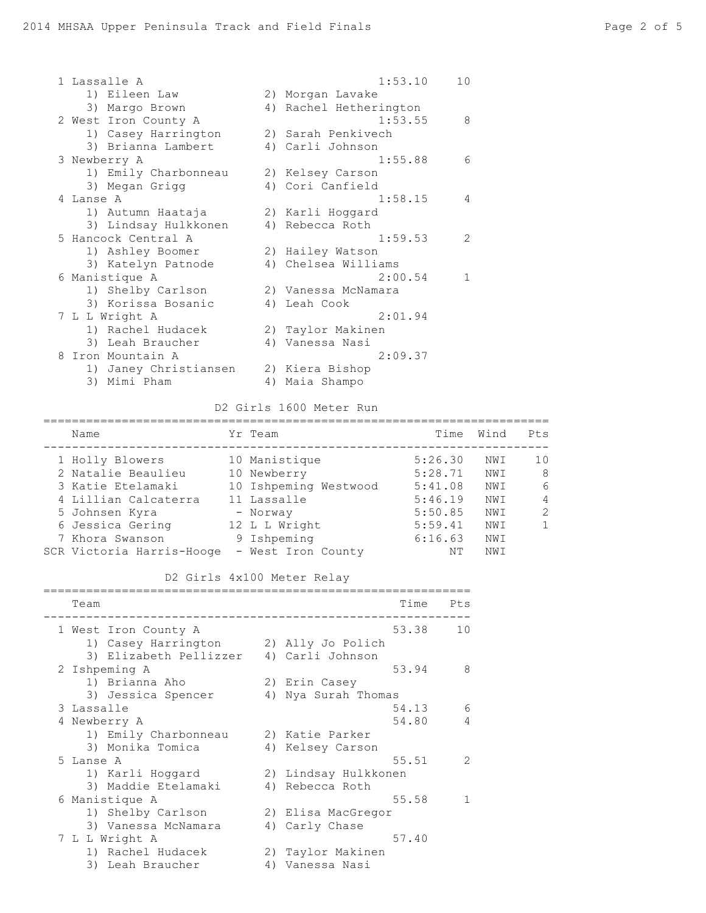| Place | Team | Time | Pts |
|---|---|---|---|
| 1 | Lassalle A | 1:53.10 | 10 |
| | 1) Eileen Law, 2) Morgan Lavake, 3) Margo Brown, 4) Rachel Hetherington | | |
| 2 | West Iron County A | 1:53.55 | 8 |
| | 1) Casey Harrington, 2) Sarah Penkivech, 3) Brianna Lambert, 4) Carli Johnson | | |
| 3 | Newberry A | 1:55.88 | 6 |
| | 1) Emily Charbonneau, 2) Kelsey Carson, 3) Megan Grigg, 4) Cori Canfield | | |
| 4 | Lanse A | 1:58.15 | 4 |
| | 1) Autumn Haataja, 2) Karli Hoggard, 3) Lindsay Hulkkonen, 4) Rebecca Roth | | |
| 5 | Hancock Central A | 1:59.53 | 2 |
| | 1) Ashley Boomer, 2) Hailey Watson, 3) Katelyn Patnode, 4) Chelsea Williams | | |
| 6 | Manistique A | 2:00.54 | 1 |
| | 1) Shelby Carlson, 2) Vanessa McNamara, 3) Korissa Bosanic, 4) Leah Cook | | |
| 7 | L L Wright A | 2:01.94 | |
| | 1) Rachel Hudacek, 2) Taylor Makinen, 3) Leah Braucher, 4) Vanessa Nasi | | |
| 8 | Iron Mountain A | 2:09.37 | |
| | 1) Janey Christiansen, 2) Kiera Bishop, 3) Mimi Pham, 4) Maia Shampo | | |

## D2 Girls 1600 Meter Run

| Place | Name | Yr | Team | Time | Wind | Pts |
|---|---|---|---|---|---|---|
| 1 | Holly Blowers | 10 | Manistique | 5:26.30 | NWI | 10 |
| 2 | Natalie Beaulieu | 10 | Newberry | 5:28.71 | NWI | 8 |
| 3 | Katie Etelamaki | 10 | Ishpeming Westwood | 5:41.08 | NWI | 6 |
| 4 | Lillian Calcaterra | 11 | Lassalle | 5:46.19 | NWI | 4 |
| 5 | Johnsen Kyra | - | Norway | 5:50.85 | NWI | 2 |
| 6 | Jessica Gering | 12 | L L Wright | 5:59.41 | NWI | 1 |
| 7 | Khora Swanson | 9 | Ishpeming | 6:16.63 | NWI | |
| SCR | Victoria Harris-Hooge | - | West Iron County | NT | NWI | |

## D2 Girls 4x100 Meter Relay

| Place | Team | Time | Pts |
|---|---|---|---|
| 1 | West Iron County A | 53.38 | 10 |
| | 1) Casey Harrington, 2) Ally Jo Polich, 3) Elizabeth Pellizzer, 4) Carli Johnson | | |
| 2 | Ishpeming A | 53.94 | 8 |
| | 1) Brianna Aho, 2) Erin Casey, 3) Jessica Spencer, 4) Nya Surah Thomas | | |
| 3 | Lassalle | 54.13 | 6 |
| 4 | Newberry A | 54.80 | 4 |
| | 1) Emily Charbonneau, 2) Katie Parker, 3) Monika Tomica, 4) Kelsey Carson | | |
| 5 | Lanse A | 55.51 | 2 |
| | 1) Karli Hoggard, 2) Lindsay Hulkkonen, 3) Maddie Etelamaki, 4) Rebecca Roth | | |
| 6 | Manistique A | 55.58 | 1 |
| | 1) Shelby Carlson, 2) Elisa MacGregor, 3) Vanessa McNamara, 4) Carly Chase | | |
| 7 | L L Wright A | 57.40 | |
| | 1) Rachel Hudacek, 2) Taylor Makinen, 3) Leah Braucher, 4) Vanessa Nasi | | |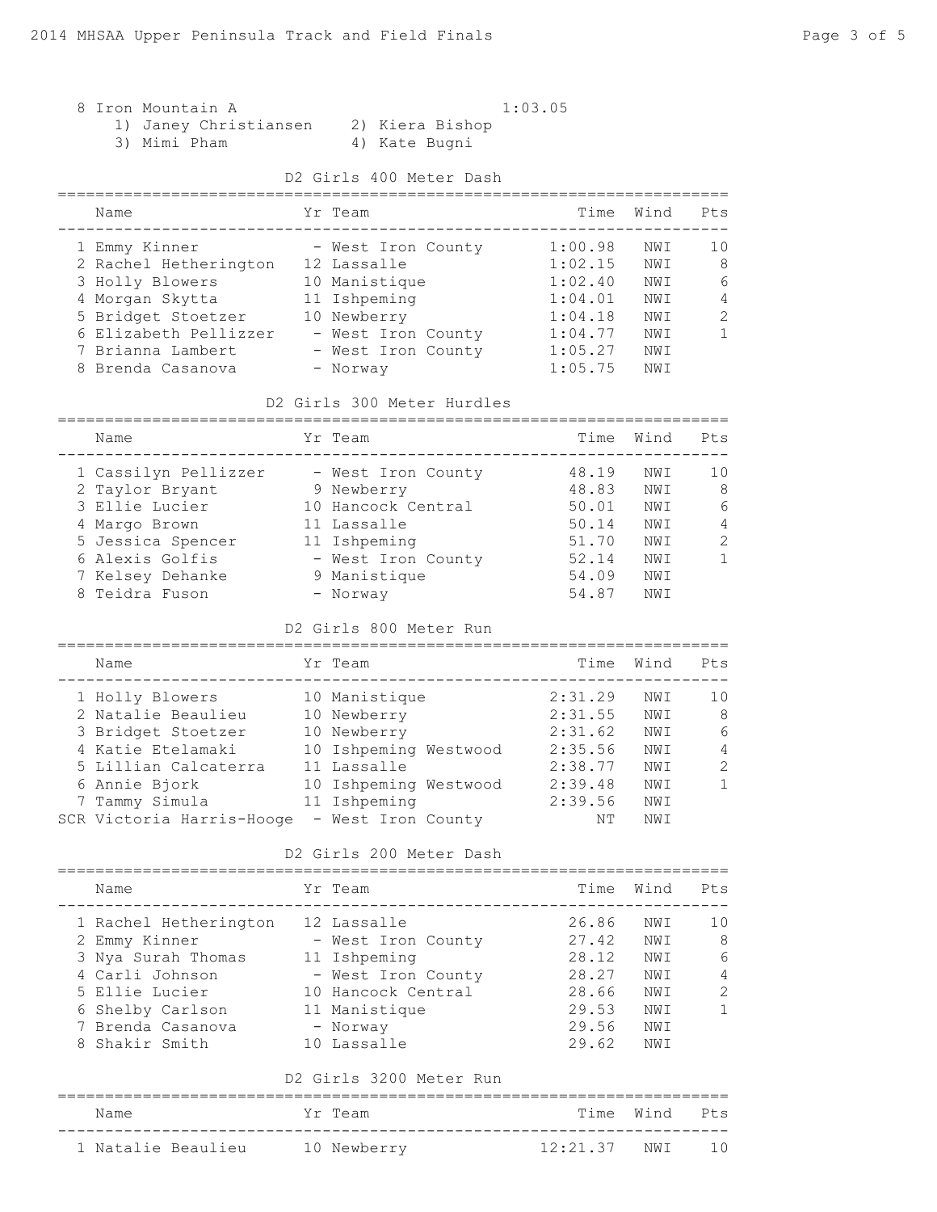8 Iron Mountain A 1:03.05

1) Janey Christiansen 2) Kiera Bishop
3) Mimi Pham 4) Kate Bugni

### D2 Girls 400 Meter Dash

| | Name | Yr | Team | Time | Wind | Pts |
|---|---|---|---|---|---|---|
| 1 | Emmy Kinner | - | West Iron County | 1:00.98 | NWI | 10 |
| 2 | Rachel Hetherington | 12 | Lassalle | 1:02.15 | NWI | 8 |
| 3 | Holly Blowers | 10 | Manistique | 1:02.40 | NWI | 6 |
| 4 | Morgan Skytta | 11 | Ishpeming | 1:04.01 | NWI | 4 |
| 5 | Bridget Stoetzer | 10 | Newberry | 1:04.18 | NWI | 2 |
| 6 | Elizabeth Pellizzer | - | West Iron County | 1:04.77 | NWI | 1 |
| 7 | Brianna Lambert | - | West Iron County | 1:05.27 | NWI | |
| 8 | Brenda Casanova | - | Norway | 1:05.75 | NWI | |

### D2 Girls 300 Meter Hurdles

| | Name | Yr | Team | Time | Wind | Pts |
|---|---|---|---|---|---|---|
| 1 | Cassilyn Pellizzer | - | West Iron County | 48.19 | NWI | 10 |
| 2 | Taylor Bryant | 9 | Newberry | 48.83 | NWI | 8 |
| 3 | Ellie Lucier | 10 | Hancock Central | 50.01 | NWI | 6 |
| 4 | Margo Brown | 11 | Lassalle | 50.14 | NWI | 4 |
| 5 | Jessica Spencer | 11 | Ishpeming | 51.70 | NWI | 2 |
| 6 | Alexis Golfis | - | West Iron County | 52.14 | NWI | 1 |
| 7 | Kelsey Dehanke | 9 | Manistique | 54.09 | NWI | |
| 8 | Teidra Fuson | - | Norway | 54.87 | NWI | |

### D2 Girls 800 Meter Run

| | Name | Yr | Team | Time | Wind | Pts |
|---|---|---|---|---|---|---|
| 1 | Holly Blowers | 10 | Manistique | 2:31.29 | NWI | 10 |
| 2 | Natalie Beaulieu | 10 | Newberry | 2:31.55 | NWI | 8 |
| 3 | Bridget Stoetzer | 10 | Newberry | 2:31.62 | NWI | 6 |
| 4 | Katie Etelamaki | 10 | Ishpeming Westwood | 2:35.56 | NWI | 4 |
| 5 | Lillian Calcaterra | 11 | Lassalle | 2:38.77 | NWI | 2 |
| 6 | Annie Bjork | 10 | Ishpeming Westwood | 2:39.48 | NWI | 1 |
| 7 | Tammy Simula | 11 | Ishpeming | 2:39.56 | NWI | |
| SCR | Victoria Harris-Hooge | - | West Iron County | NT | NWI | |

### D2 Girls 200 Meter Dash

| | Name | Yr | Team | Time | Wind | Pts |
|---|---|---|---|---|---|---|
| 1 | Rachel Hetherington | 12 | Lassalle | 26.86 | NWI | 10 |
| 2 | Emmy Kinner | - | West Iron County | 27.42 | NWI | 8 |
| 3 | Nya Surah Thomas | 11 | Ishpeming | 28.12 | NWI | 6 |
| 4 | Carli Johnson | - | West Iron County | 28.27 | NWI | 4 |
| 5 | Ellie Lucier | 10 | Hancock Central | 28.66 | NWI | 2 |
| 6 | Shelby Carlson | 11 | Manistique | 29.53 | NWI | 1 |
| 7 | Brenda Casanova | - | Norway | 29.56 | NWI | |
| 8 | Shakir Smith | 10 | Lassalle | 29.62 | NWI | |

### D2 Girls 3200 Meter Run

| | Name | Yr | Team | Time | Wind | Pts |
|---|---|---|---|---|---|---|
| 1 | Natalie Beaulieu | 10 | Newberry | 12:21.37 | NWI | 10 |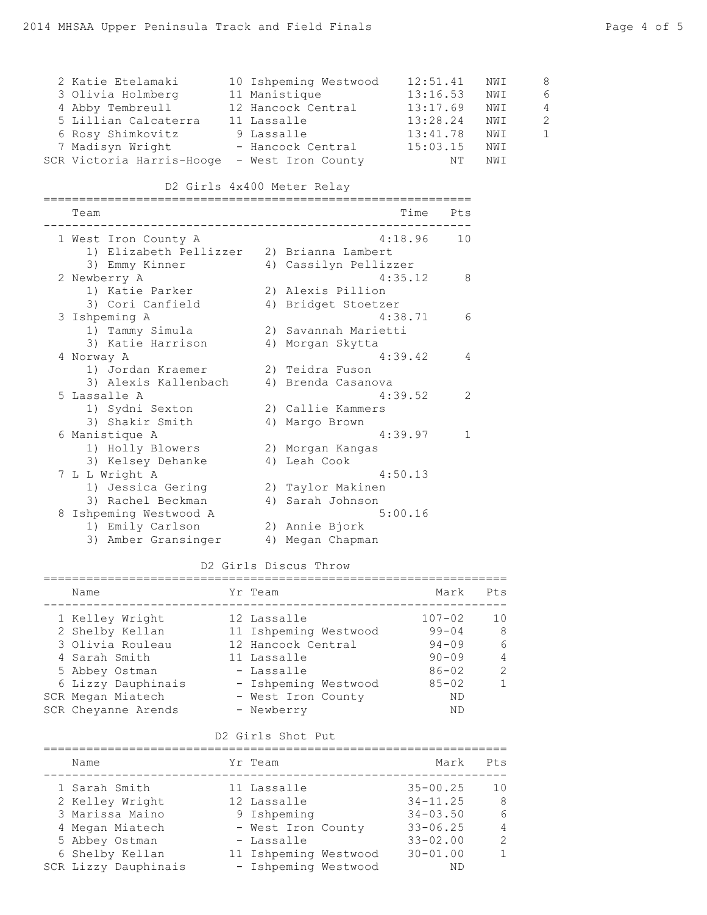| Place | Name | Yr | Team | Time | | Pts |
|---|---|---|---|---|---|---|
| 2 | Katie Etelamaki | 10 | Ishpeming Westwood | 12:51.41 | NWI | 8 |
| 3 | Olivia Holmberg | 11 | Manistique | 13:16.53 | NWI | 6 |
| 4 | Abby Tembreull | 12 | Hancock Central | 13:17.69 | NWI | 4 |
| 5 | Lillian Calcaterra | 11 | Lassalle | 13:28.24 | NWI | 2 |
| 6 | Rosy Shimkovitz | 9 | Lassalle | 13:41.78 | NWI | 1 |
| 7 | Madisyn Wright | - | Hancock Central | 15:03.15 | NWI | |
| SCR | Victoria Harris-Hooge | - | West Iron County | NT | NWI | |

## D2 Girls 4x400 Meter Relay

| Place | Team | Time | Pts |
|---|---|---|---|
| 1 | West Iron County A | 4:18.96 | 10 |
| | 1) Elizabeth Pellizzer 2) Brianna Lambert 3) Emmy Kinner 4) Cassilyn Pellizzer | | |
| 2 | Newberry A | 4:35.12 | 8 |
| | 1) Katie Parker 2) Alexis Pillion 3) Cori Canfield 4) Bridget Stoetzer | | |
| 3 | Ishpeming A | 4:38.71 | 6 |
| | 1) Tammy Simula 2) Savannah Marietti 3) Katie Harrison 4) Morgan Skytta | | |
| 4 | Norway A | 4:39.42 | 4 |
| | 1) Jordan Kraemer 2) Teidra Fuson 3) Alexis Kallenbach 4) Brenda Casanova | | |
| 5 | Lassalle A | 4:39.52 | 2 |
| | 1) Sydni Sexton 2) Callie Kammers 3) Shakir Smith 4) Margo Brown | | |
| 6 | Manistique A | 4:39.97 | 1 |
| | 1) Holly Blowers 2) Morgan Kangas 3) Kelsey Dehanke 4) Leah Cook | | |
| 7 | L L Wright A | 4:50.13 | |
| | 1) Jessica Gering 2) Taylor Makinen 3) Rachel Beckman 4) Sarah Johnson | | |
| 8 | Ishpeming Westwood A | 5:00.16 | |
| | 1) Emily Carlson 2) Annie Bjork 3) Amber Gransinger 4) Megan Chapman | | |

## D2 Girls Discus Throw

| Place | Name | Yr | Team | Mark | Pts |
|---|---|---|---|---|---|
| 1 | Kelley Wright | 12 | Lassalle | 107-02 | 10 |
| 2 | Shelby Kellan | 11 | Ishpeming Westwood | 99-04 | 8 |
| 3 | Olivia Rouleau | 12 | Hancock Central | 94-09 | 6 |
| 4 | Sarah Smith | 11 | Lassalle | 90-09 | 4 |
| 5 | Abbey Ostman | - | Lassalle | 86-02 | 2 |
| 6 | Lizzy Dauphinais | - | Ishpeming Westwood | 85-02 | 1 |
| SCR | Megan Miatech | - | West Iron County | ND | |
| SCR | Cheyanne Arends | - | Newberry | ND | |

## D2 Girls Shot Put

| Place | Name | Yr | Team | Mark | Pts |
|---|---|---|---|---|---|
| 1 | Sarah Smith | 11 | Lassalle | 35-00.25 | 10 |
| 2 | Kelley Wright | 12 | Lassalle | 34-11.25 | 8 |
| 3 | Marissa Maino | 9 | Ishpeming | 34-03.50 | 6 |
| 4 | Megan Miatech | - | West Iron County | 33-06.25 | 4 |
| 5 | Abbey Ostman | - | Lassalle | 33-02.00 | 2 |
| 6 | Shelby Kellan | 11 | Ishpeming Westwood | 30-01.00 | 1 |
| SCR | Lizzy Dauphinais | - | Ishpeming Westwood | ND | |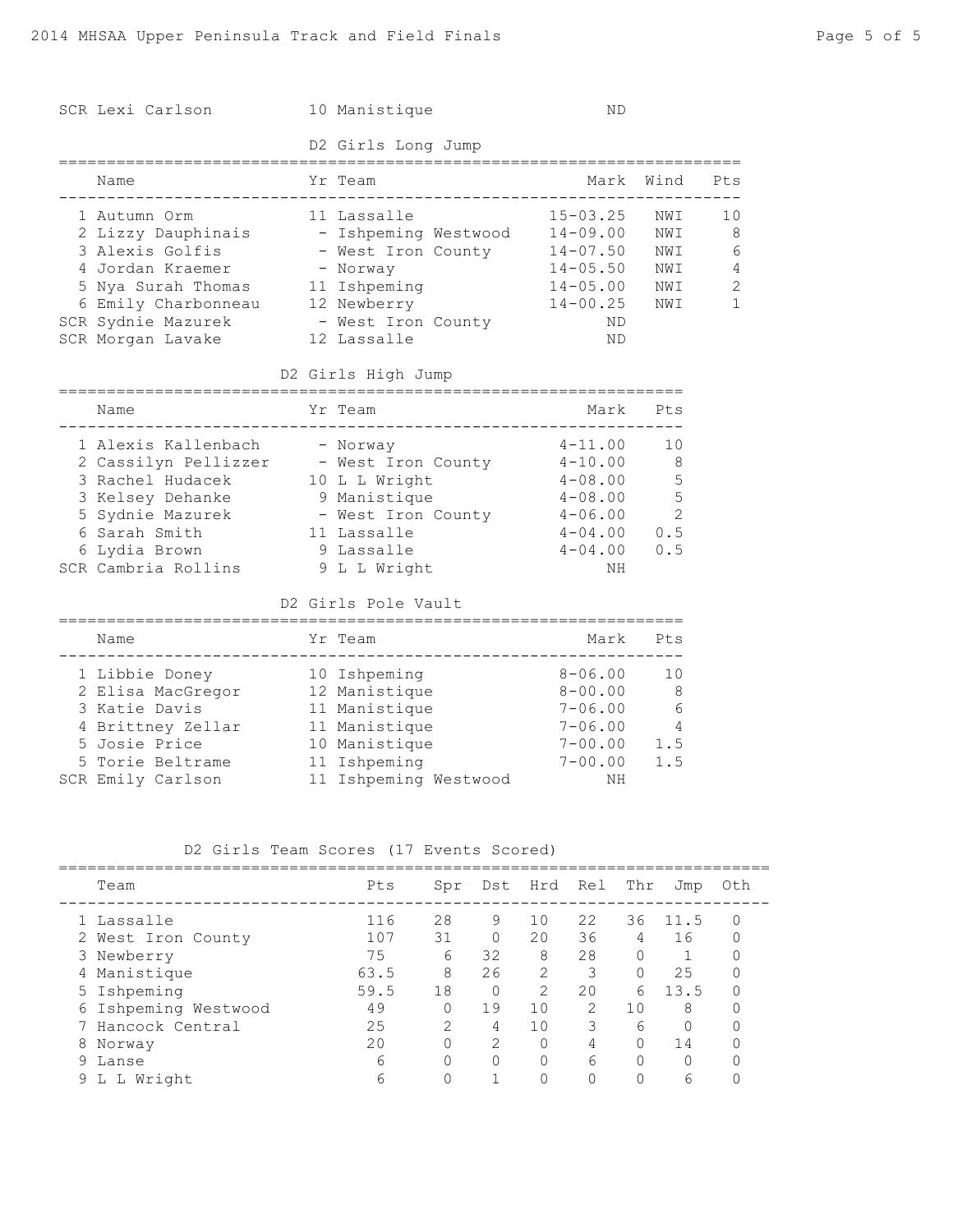| | | | |
|---|---|---|---|
| SCR Lexi Carlson | 10 | Manistique | ND |

## D2 Girls Long Jump

| | Name | Yr | Team | Mark | Wind | Pts |
|---|---|---|---|---|---|---|
| 1 | Autumn Orm | 11 | Lassalle | 15-03.25 | NWI | 10 |
| 2 | Lizzy Dauphinais | - | Ishpeming Westwood | 14-09.00 | NWI | 8 |
| 3 | Alexis Golfis | - | West Iron County | 14-07.50 | NWI | 6 |
| 4 | Jordan Kraemer | - | Norway | 14-05.50 | NWI | 4 |
| 5 | Nya Surah Thomas | 11 | Ishpeming | 14-05.00 | NWI | 2 |
| 6 | Emily Charbonneau | 12 | Newberry | 14-00.25 | NWI | 1 |
| SCR | Sydnie Mazurek | - | West Iron County | ND | | |
| SCR | Morgan Lavake | 12 | Lassalle | ND | | |

## D2 Girls High Jump

| | Name | Yr | Team | Mark | Pts |
|---|---|---|---|---|---|
| 1 | Alexis Kallenbach | - | Norway | 4-11.00 | 10 |
| 2 | Cassilyn Pellizzer | - | West Iron County | 4-10.00 | 8 |
| 3 | Rachel Hudacek | 10 | L L Wright | 4-08.00 | 5 |
| 3 | Kelsey Dehanke | 9 | Manistique | 4-08.00 | 5 |
| 5 | Sydnie Mazurek | - | West Iron County | 4-06.00 | 2 |
| 6 | Sarah Smith | 11 | Lassalle | 4-04.00 | 0.5 |
| 6 | Lydia Brown | 9 | Lassalle | 4-04.00 | 0.5 |
| SCR | Cambria Rollins | 9 | L L Wright | NH | |

## D2 Girls Pole Vault

| | Name | Yr | Team | Mark | Pts |
|---|---|---|---|---|---|
| 1 | Libbie Doney | 10 | Ishpeming | 8-06.00 | 10 |
| 2 | Elisa MacGregor | 12 | Manistique | 8-00.00 | 8 |
| 3 | Katie Davis | 11 | Manistique | 7-06.00 | 6 |
| 4 | Brittney Zellar | 11 | Manistique | 7-06.00 | 4 |
| 5 | Josie Price | 10 | Manistique | 7-00.00 | 1.5 |
| 5 | Torie Beltrame | 11 | Ishpeming | 7-00.00 | 1.5 |
| SCR | Emily Carlson | 11 | Ishpeming Westwood | NH | |

## D2 Girls Team Scores (17 Events Scored)

| | Team | Pts | Spr | Dst | Hrd | Rel | Thr | Jmp | Oth |
|---|---|---|---|---|---|---|---|---|---|
| 1 | Lassalle | 116 | 28 | 9 | 10 | 22 | 36 | 11.5 | 0 |
| 2 | West Iron County | 107 | 31 | 0 | 20 | 36 | 4 | 16 | 0 |
| 3 | Newberry | 75 | 6 | 32 | 8 | 28 | 0 | 1 | 0 |
| 4 | Manistique | 63.5 | 8 | 26 | 2 | 3 | 0 | 25 | 0 |
| 5 | Ishpeming | 59.5 | 18 | 0 | 2 | 20 | 6 | 13.5 | 0 |
| 6 | Ishpeming Westwood | 49 | 0 | 19 | 10 | 2 | 10 | 8 | 0 |
| 7 | Hancock Central | 25 | 2 | 4 | 10 | 3 | 6 | 0 | 0 |
| 8 | Norway | 20 | 0 | 2 | 0 | 4 | 0 | 14 | 0 |
| 9 | Lanse | 6 | 0 | 0 | 0 | 6 | 0 | 0 | 0 |
| 9 | L L Wright | 6 | 0 | 1 | 0 | 0 | 0 | 6 | 0 |